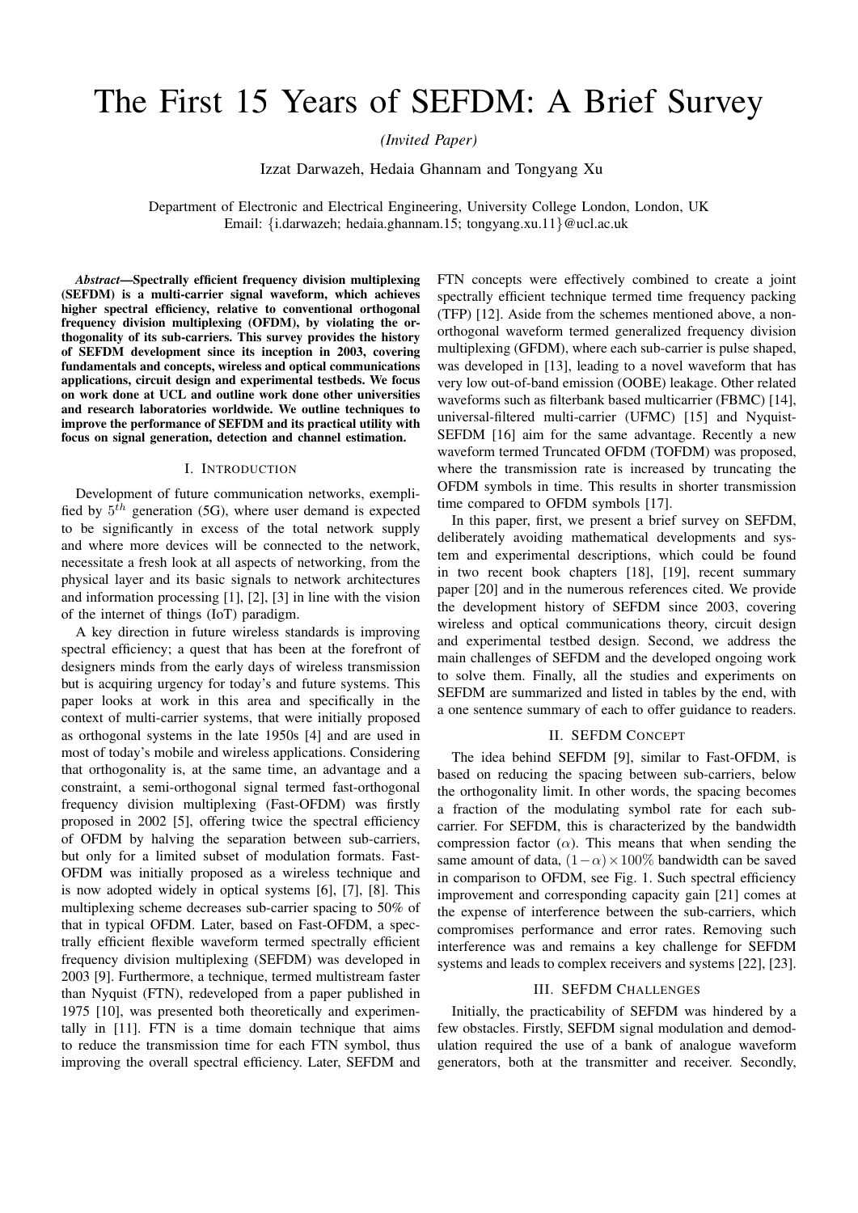# The First 15 Years of SEFDM: A Brief Survey

*(Invited Paper)*

Izzat Darwazeh, Hedaia Ghannam and Tongyang Xu

Department of Electronic and Electrical Engineering, University College London, London, UK
Email: {i.darwazeh; hedaia.ghannam.15; tongyang.xu.11}@ucl.ac.uk

***Abstract*—Spectrally efficient frequency division multiplexing (SEFDM) is a multi-carrier signal waveform, which achieves higher spectral efficiency, relative to conventional orthogonal frequency division multiplexing (OFDM), by violating the orthogonality of its sub-carriers. This survey provides the history of SEFDM development since its inception in 2003, covering fundamentals and concepts, wireless and optical communications applications, circuit design and experimental testbeds. We focus on work done at UCL and outline work done other universities and research laboratories worldwide. We outline techniques to improve the performance of SEFDM and its practical utility with focus on signal generation, detection and channel estimation.**

## I. Introduction

Development of future communication networks, exemplified by $5^{th}$ generation (5G), where user demand is expected to be significantly in excess of the total network supply and where more devices will be connected to the network, necessitate a fresh look at all aspects of networking, from the physical layer and its basic signals to network architectures and information processing [1], [2], [3] in line with the vision of the internet of things (IoT) paradigm.

A key direction in future wireless standards is improving spectral efficiency; a quest that has been at the forefront of designers minds from the early days of wireless transmission but is acquiring urgency for today's and future systems. This paper looks at work in this area and specifically in the context of multi-carrier systems, that were initially proposed as orthogonal systems in the late 1950s [4] and are used in most of today's mobile and wireless applications. Considering that orthogonality is, at the same time, an advantage and a constraint, a semi-orthogonal signal termed fast-orthogonal frequency division multiplexing (Fast-OFDM) was firstly proposed in 2002 [5], offering twice the spectral efficiency of OFDM by halving the separation between sub-carriers, but only for a limited subset of modulation formats. Fast-OFDM was initially proposed as a wireless technique and is now adopted widely in optical systems [6], [7], [8]. This multiplexing scheme decreases sub-carrier spacing to 50% of that in typical OFDM. Later, based on Fast-OFDM, a spectrally efficient flexible waveform termed spectrally efficient frequency division multiplexing (SEFDM) was developed in 2003 [9]. Furthermore, a technique, termed multistream faster than Nyquist (FTN), redeveloped from a paper published in 1975 [10], was presented both theoretically and experimentally in [11]. FTN is a time domain technique that aims to reduce the transmission time for each FTN symbol, thus improving the overall spectral efficiency. Later, SEFDM and FTN concepts were effectively combined to create a joint spectrally efficient technique termed time frequency packing (TFP) [12]. Aside from the schemes mentioned above, a non-orthogonal waveform termed generalized frequency division multiplexing (GFDM), where each sub-carrier is pulse shaped, was developed in [13], leading to a novel waveform that has very low out-of-band emission (OOBE) leakage. Other related waveforms such as filterbank based multicarrier (FBMC) [14], universal-filtered multi-carrier (UFMC) [15] and Nyquist-SEFDM [16] aim for the same advantage. Recently a new waveform termed Truncated OFDM (TOFDM) was proposed, where the transmission rate is increased by truncating the OFDM symbols in time. This results in shorter transmission time compared to OFDM symbols [17].

In this paper, first, we present a brief survey on SEFDM, deliberately avoiding mathematical developments and system and experimental descriptions, which could be found in two recent book chapters [18], [19], recent summary paper [20] and in the numerous references cited. We provide the development history of SEFDM since 2003, covering wireless and optical communications theory, circuit design and experimental testbed design. Second, we address the main challenges of SEFDM and the developed ongoing work to solve them. Finally, all the studies and experiments on SEFDM are summarized and listed in tables by the end, with a one sentence summary of each to offer guidance to readers.

## II. SEFDM Concept

The idea behind SEFDM [9], similar to Fast-OFDM, is based on reducing the spacing between sub-carriers, below the orthogonality limit. In other words, the spacing becomes a fraction of the modulating symbol rate for each sub-carrier. For SEFDM, this is characterized by the bandwidth compression factor ($\alpha$). This means that when sending the same amount of data, $(1-\alpha)\times 100\%$ bandwidth can be saved in comparison to OFDM, see Fig. 1. Such spectral efficiency improvement and corresponding capacity gain [21] comes at the expense of interference between the sub-carriers, which compromises performance and error rates. Removing such interference was and remains a key challenge for SEFDM systems and leads to complex receivers and systems [22], [23].

## III. SEFDM Challenges

Initially, the practicability of SEFDM was hindered by a few obstacles. Firstly, SEFDM signal modulation and demodulation required the use of a bank of analogue waveform generators, both at the transmitter and receiver. Secondly,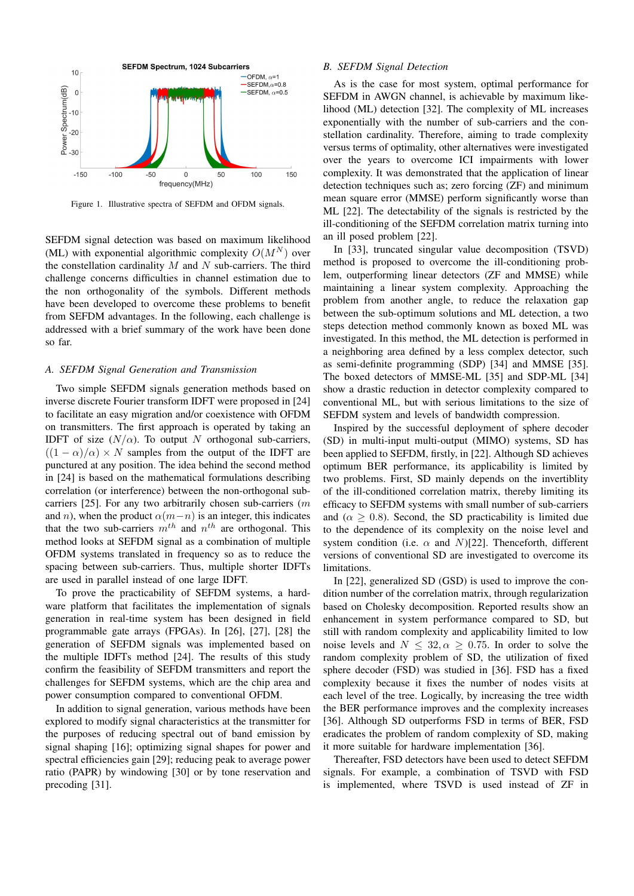Figure 1. Illustrative spectra of SEFDM and OFDM signals.

SEFDM signal detection was based on maximum likelihood (ML) with exponential algorithmic complexity $O(M^N)$ over the constellation cardinality $M$ and $N$ sub-carriers. The third challenge concerns difficulties in channel estimation due to the non orthogonality of the symbols. Different methods have been developed to overcome these problems to benefit from SEFDM advantages. In the following, each challenge is addressed with a brief summary of the work have been done so far.

### A. SEFDM Signal Generation and Transmission

Two simple SEFDM signals generation methods based on inverse discrete Fourier transform IDFT were proposed in [24] to facilitate an easy migration and/or coexistence with OFDM on transmitters. The first approach is operated by taking an IDFT of size $(N/\alpha)$. To output $N$ orthogonal sub-carriers, $((1-\alpha)/\alpha) \times N$ samples from the output of the IDFT are punctured at any position. The idea behind the second method in [24] is based on the mathematical formulations describing correlation (or interference) between the non-orthogonal sub-carriers [25]. For any two arbitrarily chosen sub-carriers ($m$ and $n$), when the product $\alpha(m-n)$ is an integer, this indicates that the two sub-carriers $m^{th}$ and $n^{th}$ are orthogonal. This method looks at SEFDM signal as a combination of multiple OFDM systems translated in frequency so as to reduce the spacing between sub-carriers. Thus, multiple shorter IDFTs are used in parallel instead of one large IDFT.

To prove the practicability of SEFDM systems, a hardware platform that facilitates the implementation of signals generation in real-time system has been designed in field programmable gate arrays (FPGAs). In [26], [27], [28] the generation of SEFDM signals was implemented based on the multiple IDFTs method [24]. The results of this study confirm the feasibility of SEFDM transmitters and report the challenges for SEFDM systems, which are the chip area and power consumption compared to conventional OFDM.

In addition to signal generation, various methods have been explored to modify signal characteristics at the transmitter for the purposes of reducing spectral out of band emission by signal shaping [16]; optimizing signal shapes for power and spectral efficiencies gain [29]; reducing peak to average power ratio (PAPR) by windowing [30] or by tone reservation and precoding [31].

### B. SEFDM Signal Detection

As is the case for most system, optimal performance for SEFDM in AWGN channel, is achievable by maximum likelihood (ML) detection [32]. The complexity of ML increases exponentially with the number of sub-carriers and the constellation cardinality. Therefore, aiming to trade complexity versus terms of optimality, other alternatives were investigated over the years to overcome ICI impairments with lower complexity. It was demonstrated that the application of linear detection techniques such as; zero forcing (ZF) and minimum mean square error (MMSE) perform significantly worse than ML [22]. The detectability of the signals is restricted by the ill-conditioning of the SEFDM correlation matrix turning into an ill posed problem [22].

In [33], truncated singular value decomposition (TSVD) method is proposed to overcome the ill-conditioning problem, outperforming linear detectors (ZF and MMSE) while maintaining a linear system complexity. Approaching the problem from another angle, to reduce the relaxation gap between the sub-optimum solutions and ML detection, a two steps detection method commonly known as boxed ML was investigated. In this method, the ML detection is performed in a neighboring area defined by a less complex detector, such as semi-definite programming (SDP) [34] and MMSE [35]. The boxed detectors of MMSE-ML [35] and SDP-ML [34] show a drastic reduction in detector complexity compared to conventional ML, but with serious limitations to the size of SEFDM system and levels of bandwidth compression.

Inspired by the successful deployment of sphere decoder (SD) in multi-input multi-output (MIMO) systems, SD has been applied to SEFDM, firstly, in [22]. Although SD achieves optimum BER performance, its applicability is limited by two problems. First, SD mainly depends on the invertiblity of the ill-conditioned correlation matrix, thereby limiting its efficacy to SEFDM systems with small number of sub-carriers and ($\alpha \geq 0.8$). Second, the SD practicability is limited due to the dependence of its complexity on the noise level and system condition (i.e. $\alpha$ and $N$)[22]. Thenceforth, different versions of conventional SD are investigated to overcome its limitations.

In [22], generalized SD (GSD) is used to improve the condition number of the correlation matrix, through regularization based on Cholesky decomposition. Reported results show an enhancement in system performance compared to SD, but still with random complexity and applicability limited to low noise levels and $N \leq 32, \alpha \geq 0.75$. In order to solve the random complexity problem of SD, the utilization of fixed sphere decoder (FSD) was studied in [36]. FSD has a fixed complexity because it fixes the number of nodes visits at each level of the tree. Logically, by increasing the tree width the BER performance improves and the complexity increases [36]. Although SD outperforms FSD in terms of BER, FSD eradicates the problem of random complexity of SD, making it more suitable for hardware implementation [36].

Thereafter, FSD detectors have been used to detect SEFDM signals. For example, a combination of TSVD with FSD is implemented, where TSVD is used instead of ZF in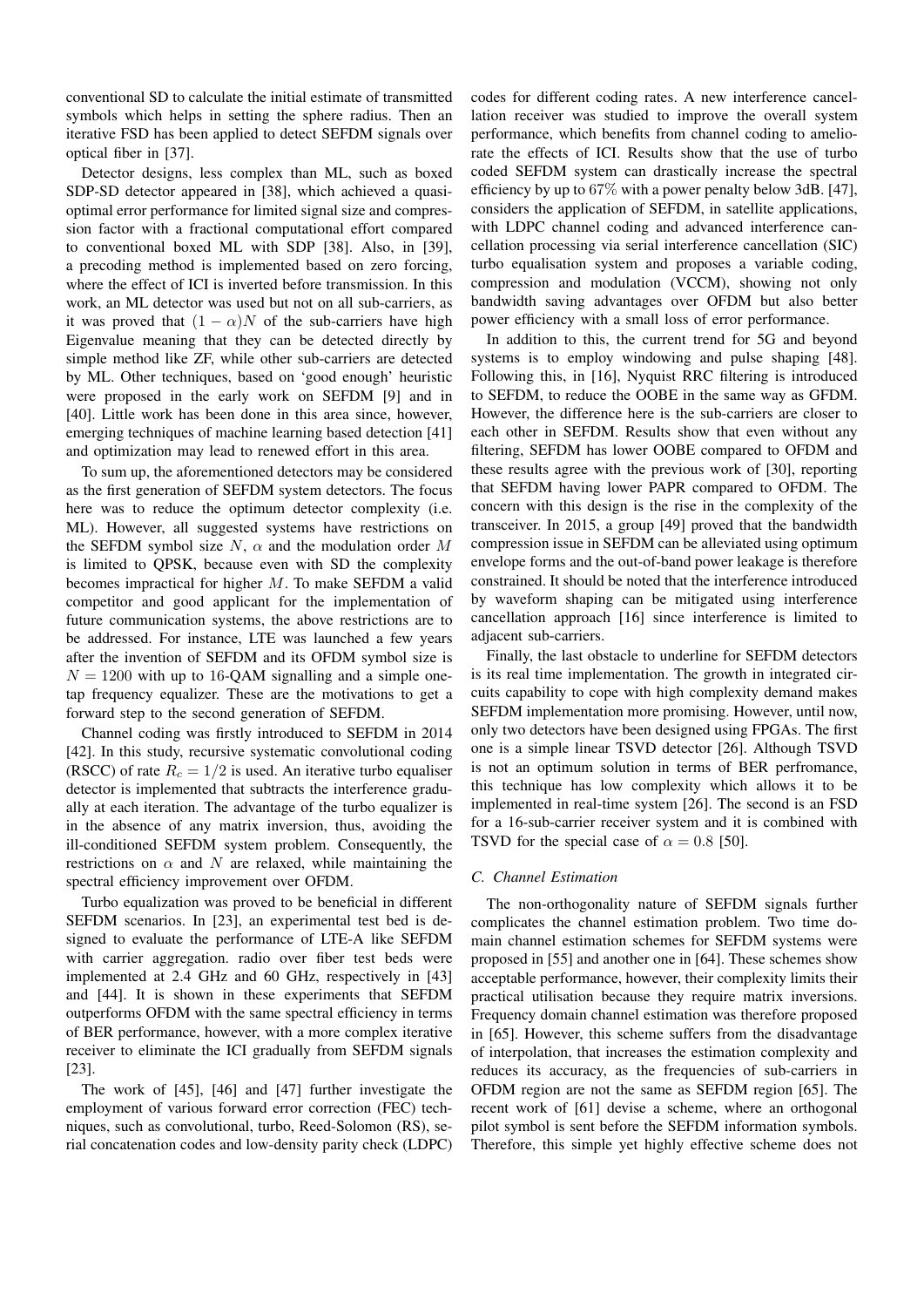conventional SD to calculate the initial estimate of transmitted symbols which helps in setting the sphere radius. Then an iterative FSD has been applied to detect SEFDM signals over optical fiber in [37].

Detector designs, less complex than ML, such as boxed SDP-SD detector appeared in [38], which achieved a quasi-optimal error performance for limited signal size and compression factor with a fractional computational effort compared to conventional boxed ML with SDP [38]. Also, in [39], a precoding method is implemented based on zero forcing, where the effect of ICI is inverted before transmission. In this work, an ML detector was used but not on all sub-carriers, as it was proved that $(1-\alpha)N$ of the sub-carriers have high Eigenvalue meaning that they can be detected directly by simple method like ZF, while other sub-carriers are detected by ML. Other techniques, based on 'good enough' heuristic were proposed in the early work on SEFDM [9] and in [40]. Little work has been done in this area since, however, emerging techniques of machine learning based detection [41] and optimization may lead to renewed effort in this area.

To sum up, the aforementioned detectors may be considered as the first generation of SEFDM system detectors. The focus here was to reduce the optimum detector complexity (i.e. ML). However, all suggested systems have restrictions on the SEFDM symbol size $N$, $\alpha$ and the modulation order $M$ is limited to QPSK, because even with SD the complexity becomes impractical for higher $M$. To make SEFDM a valid competitor and good applicant for the implementation of future communication systems, the above restrictions are to be addressed. For instance, LTE was launched a few years after the invention of SEFDM and its OFDM symbol size is $N = 1200$ with up to 16-QAM signalling and a simple one-tap frequency equalizer. These are the motivations to get a forward step to the second generation of SEFDM.

Channel coding was firstly introduced to SEFDM in 2014 [42]. In this study, recursive systematic convolutional coding (RSCC) of rate $R_c = 1/2$ is used. An iterative turbo equaliser detector is implemented that subtracts the interference gradually at each iteration. The advantage of the turbo equalizer is in the absence of any matrix inversion, thus, avoiding the ill-conditioned SEFDM system problem. Consequently, the restrictions on $\alpha$ and $N$ are relaxed, while maintaining the spectral efficiency improvement over OFDM.

Turbo equalization was proved to be beneficial in different SEFDM scenarios. In [23], an experimental test bed is designed to evaluate the performance of LTE-A like SEFDM with carrier aggregation. radio over fiber test beds were implemented at 2.4 GHz and 60 GHz, respectively in [43] and [44]. It is shown in these experiments that SEFDM outperforms OFDM with the same spectral efficiency in terms of BER performance, however, with a more complex iterative receiver to eliminate the ICI gradually from SEFDM signals [23].

The work of [45], [46] and [47] further investigate the employment of various forward error correction (FEC) techniques, such as convolutional, turbo, Reed-Solomon (RS), serial concatenation codes and low-density parity check (LDPC) codes for different coding rates. A new interference cancellation receiver was studied to improve the overall system performance, which benefits from channel coding to ameliorate the effects of ICI. Results show that the use of turbo coded SEFDM system can drastically increase the spectral efficiency by up to $67\%$ with a power penalty below 3dB. [47], considers the application of SEFDM, in satellite applications, with LDPC channel coding and advanced interference cancellation processing via serial interference cancellation (SIC) turbo equalisation system and proposes a variable coding, compression and modulation (VCCM), showing not only bandwidth saving advantages over OFDM but also better power efficiency with a small loss of error performance.

In addition to this, the current trend for 5G and beyond systems is to employ windowing and pulse shaping [48]. Following this, in [16], Nyquist RRC filtering is introduced to SEFDM, to reduce the OOBE in the same way as GFDM. However, the difference here is the sub-carriers are closer to each other in SEFDM. Results show that even without any filtering, SEFDM has lower OOBE compared to OFDM and these results agree with the previous work of [30], reporting that SEFDM having lower PAPR compared to OFDM. The concern with this design is the rise in the complexity of the transceiver. In 2015, a group [49] proved that the bandwidth compression issue in SEFDM can be alleviated using optimum envelope forms and the out-of-band power leakage is therefore constrained. It should be noted that the interference introduced by waveform shaping can be mitigated using interference cancellation approach [16] since interference is limited to adjacent sub-carriers.

Finally, the last obstacle to underline for SEFDM detectors is its real time implementation. The growth in integrated circuits capability to cope with high complexity demand makes SEFDM implementation more promising. However, until now, only two detectors have been designed using FPGAs. The first one is a simple linear TSVD detector [26]. Although TSVD is not an optimum solution in terms of BER perfromance, this technique has low complexity which allows it to be implemented in real-time system [26]. The second is an FSD for a 16-sub-carrier receiver system and it is combined with TSVD for the special case of $\alpha = 0.8$ [50].

### C. Channel Estimation

The non-orthogonality nature of SEFDM signals further complicates the channel estimation problem. Two time domain channel estimation schemes for SEFDM systems were proposed in [55] and another one in [64]. These schemes show acceptable performance, however, their complexity limits their practical utilisation because they require matrix inversions. Frequency domain channel estimation was therefore proposed in [65]. However, this scheme suffers from the disadvantage of interpolation, that increases the estimation complexity and reduces its accuracy, as the frequencies of sub-carriers in OFDM region are not the same as SEFDM region [65]. The recent work of [61] devise a scheme, where an orthogonal pilot symbol is sent before the SEFDM information symbols. Therefore, this simple yet highly effective scheme does not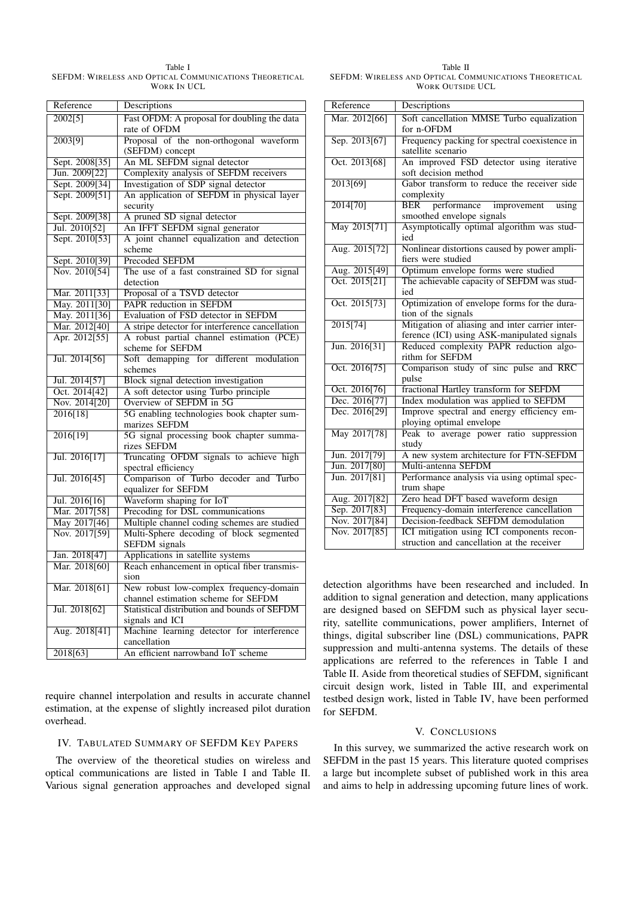Table I
SEFDM: Wireless and Optical Communications Theoretical Work In UCL

| Reference | Descriptions |
|---|---|
| 2002[5] | Fast OFDM: A proposal for doubling the data rate of OFDM |
| 2003[9] | Proposal of the non-orthogonal waveform (SEFDM) concept |
| Sept. 2008[35] | An ML SEFDM signal detector |
| Jun. 2009[22] | Complexity analysis of SEFDM receivers |
| Sept. 2009[34] | Investigation of SDP signal detector |
| Sept. 2009[51] | An application of SEFDM in physical layer security |
| Sept. 2009[38] | A pruned SD signal detector |
| Jul. 2010[52] | An IFFT SEFDM signal generator |
| Sept. 2010[53] | A joint channel equalization and detection scheme |
| Sept. 2010[39] | Precoded SEFDM |
| Nov. 2010[54] | The use of a fast constrained SD for signal detection |
| Mar. 2011[33] | Proposal of a TSVD detector |
| May. 2011[30] | PAPR reduction in SEFDM |
| May. 2011[36] | Evaluation of FSD detector in SEFDM |
| Mar. 2012[40] | A stripe detector for interference cancellation |
| Apr. 2012[55] | A robust partial channel estimation (PCE) scheme for SEFDM |
| Jul. 2014[56] | Soft demapping for different modulation schemes |
| Jul. 2014[57] | Block signal detection investigation |
| Oct. 2014[42] | A soft detector using Turbo principle |
| Nov. 2014[20] | Overview of SEFDM in 5G |
| 2016[18] | 5G enabling technologies book chapter summarizes SEFDM |
| 2016[19] | 5G signal processing book chapter summarizes SEFDM |
| Jul. 2016[17] | Truncating OFDM signals to achieve high spectral efficiency |
| Jul. 2016[45] | Comparison of Turbo decoder and Turbo equalizer for SEFDM |
| Jul. 2016[16] | Waveform shaping for IoT |
| Mar. 2017[58] | Precoding for DSL communications |
| May 2017[46] | Multiple channel coding schemes are studied |
| Nov. 2017[59] | Multi-Sphere decoding of block segmented SEFDM signals |
| Jan. 2018[47] | Applications in satellite systems |
| Mar. 2018[60] | Reach enhancement in optical fiber transmission |
| Mar. 2018[61] | New robust low-complex frequency-domain channel estimation scheme for SEFDM |
| Jul. 2018[62] | Statistical distribution and bounds of SEFDM signals and ICI |
| Aug. 2018[41] | Machine learning detector for interference cancellation |
| 2018[63] | An efficient narrowband IoT scheme |

require channel interpolation and results in accurate channel estimation, at the expense of slightly increased pilot duration overhead.

## IV. Tabulated Summary of SEFDM Key Papers

The overview of the theoretical studies on wireless and optical communications are listed in Table I and Table II. Various signal generation approaches and developed signal detection algorithms have been researched and included. In addition to signal generation and detection, many applications are designed based on SEFDM such as physical layer security, satellite communications, power amplifiers, Internet of things, digital subscriber line (DSL) communications, PAPR suppression and multi-antenna systems. The details of these applications are referred to the references in Table I and Table II. Aside from theoretical studies of SEFDM, significant circuit design work, listed in Table III, and experimental testbed design work, listed in Table IV, have been performed for SEFDM.

Table II
SEFDM: Wireless and Optical Communications Theoretical Work Outside UCL

| Reference | Descriptions |
|---|---|
| Mar. 2012[66] | Soft cancellation MMSE Turbo equalization for n-OFDM |
| Sep. 2013[67] | Frequency packing for spectral coexistence in satellite scenario |
| Oct. 2013[68] | An improved FSD detector using iterative soft decision method |
| 2013[69] | Gabor transform to reduce the receiver side complexity |
| 2014[70] | BER performance improvement using smoothed envelope signals |
| May 2015[71] | Asymptotically optimal algorithm was studied |
| Aug. 2015[72] | Nonlinear distortions caused by power amplifiers were studied |
| Aug. 2015[49] | Optimum envelope forms were studied |
| Oct. 2015[21] | The achievable capacity of SEFDM was studied |
| Oct. 2015[73] | Optimization of envelope forms for the duration of the signals |
| 2015[74] | Mitigation of aliasing and inter carrier interference (ICI) using ASK-manipulated signals |
| Jun. 2016[31] | Reduced complexity PAPR reduction algorithm for SEFDM |
| Oct. 2016[75] | Comparison study of sinc pulse and RRC pulse |
| Oct. 2016[76] | fractional Hartley transform for SEFDM |
| Dec. 2016[77] | Index modulation was applied to SEFDM |
| Dec. 2016[29] | Improve spectral and energy efficiency employing optimal envelope |
| May 2017[78] | Peak to average power ratio suppression study |
| Jun. 2017[79] | A new system architecture for FTN-SEFDM |
| Jun. 2017[80] | Multi-antenna SEFDM |
| Jun. 2017[81] | Performance analysis via using optimal spectrum shape |
| Aug. 2017[82] | Zero head DFT based waveform design |
| Sep. 2017[83] | Frequency-domain interference cancellation |
| Nov. 2017[84] | Decision-feedback SEFDM demodulation |
| Nov. 2017[85] | ICI mitigation using ICI components reconstruction and cancellation at the receiver |

## V. Conclusions

In this survey, we summarized the active research work on SEFDM in the past 15 years. This literature quoted comprises a large but incomplete subset of published work in this area and aims to help in addressing upcoming future lines of work.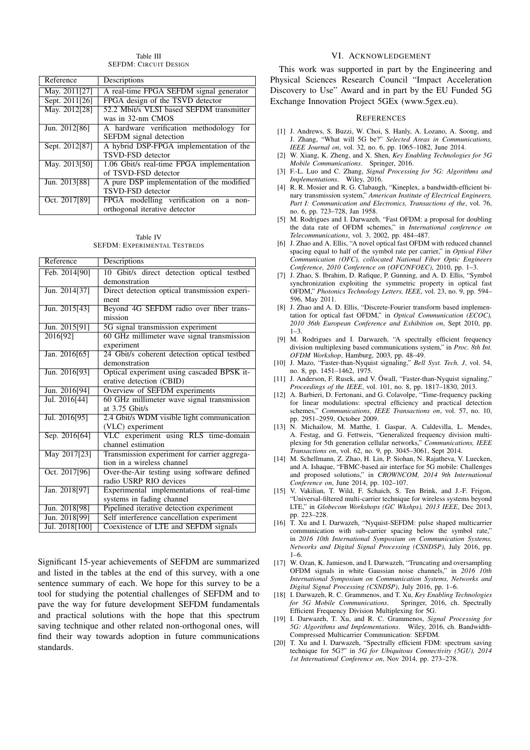Table III
SEFDM: CIRCUIT DESIGN

| Reference | Descriptions |
|---|---|
| May. 2011[27] | A real-time FPGA SEFDM signal generator |
| Sept. 2011[26] | FPGA design of the TSVD detector |
| May. 2012[28] | 52.2 Mbit/s VLSI based SEFDM transmitter was in 32-nm CMOS |
| Jun. 2012[86] | A hardware verification methodology for SEFDM signal detection |
| Sept. 2012[87] | A hybrid DSP-FPGA implementation of the TSVD-FSD detector |
| May. 2013[50] | 1.06 Gbit/s real-time FPGA implementation of TSVD-FSD detector |
| Jun. 2013[88] | A pure DSP implementation of the modified TSVD-FSD detector |
| Oct. 2017[89] | FPGA modelling verification on a non-orthogonal iterative detector |

Table IV
SEFDM: EXPERIMENTAL TESTBEDS

| Reference | Descriptions |
|---|---|
| Feb. 2014[90] | 10 Gbit/s direct detection optical testbed demonstration |
| Jun. 2014[37] | Direct detection optical transmission experiment |
| Jun. 2015[43] | Beyond 4G SEFDM radio over fiber transmission |
| Jun. 2015[91] | 5G signal transmission experiment |
| 2016[92] | 60 GHz millimeter wave signal transmission experiment |
| Jan. 2016[65] | 24 Gbit/s coherent detection optical testbed demonstration |
| Jun. 2016[93] | Optical experiment using cascaded BPSK iterative detection (CBID) |
| Jun. 2016[94] | Overview of SEFDM experiments |
| Jul. 2016[44] | 60 GHz millimeter wave signal transmission at 3.75 Gbit/s |
| Jul. 2016[95] | 2.4 Gbit/s WDM visible light communication (VLC) experiment |
| Sep. 2016[64] | VLC experiment using RLS time-domain channel estimation |
| May 2017[23] | Transmission experiment for carrier aggregation in a wireless channel |
| Oct. 2017[96] | Over-the-Air testing using software defined radio USRP RIO devices |
| Jan. 2018[97] | Experimental implementations of real-time systems in fading channel |
| Jun. 2018[98] | Pipelined iterative detection experiment |
| Jun. 2018[99] | Self interference cancellation experiment |
| Jul. 2018[100] | Coexistence of LTE and SEFDM signals |

Significant 15-year achievements of SEFDM are summarized and listed in the tables at the end of this survey, with a one sentence summary of each. We hope for this survey to be a tool for studying the potential challenges of SEFDM and to pave the way for future development SEFDM fundamentals and practical solutions with the hope that this spectrum saving technique and other related non-orthogonal ones, will find their way towards adoption in future communications standards.

## VI. ACKNOWLEDGEMENT

This work was supported in part by the Engineering and Physical Sciences Research Council "Impact Acceleration Discovery to Use" Award and in part by the EU Funded 5G Exchange Innovation Project 5GEx (www.5gex.eu).

## REFERENCES

[1] J. Andrews, S. Buzzi, W. Choi, S. Hanly, A. Lozano, A. Soong, and J. Zhang, "What will 5G be?" *Selected Areas in Communications, IEEE Journal on*, vol. 32, no. 6, pp. 1065–1082, June 2014.

[2] W. Xiang, K. Zheng, and X. Shen, *Key Enabling Technologies for 5G Mobile Communications*. Springer, 2016.

[3] F.-L. Luo and C. Zhang, *Signal Processing for 5G: Algorithms and Implementations*. Wiley, 2016.

[4] R. R. Mosier and R. G. Clabaugh, "Kineplex, a bandwidth-efficient binary transmission system," *American Institute of Electrical Engineers, Part I: Communication and Electronics, Transactions of the*, vol. 76, no. 6, pp. 723–728, Jan 1958.

[5] M. Rodrigues and I. Darwazeh, "Fast OFDM: a proposal for doubling the data rate of OFDM schemes," in *International conference on Telecommunications*, vol. 3, 2002, pp. 484–487.

[6] J. Zhao and A. Ellis, "A novel optical fast OFDM with reduced channel spacing equal to half of the symbol rate per carrier," in *Optical Fiber Communication (OFC), collocated National Fiber Optic Engineers Conference, 2010 Conference on (OFC/NFOEC)*, 2010, pp. 1–3.

[7] J. Zhao, S. Ibrahim, D. Rafique, P. Gunning, and A. D. Ellis, "Symbol synchronization exploiting the symmetric property in optical fast OFDM," *Photonics Technology Letters, IEEE*, vol. 23, no. 9, pp. 594–596, May 2011.

[8] J. Zhao and A. D. Ellis, "Discrete-Fourier transform based implementation for optical fast OFDM," in *Optical Communication (ECOC), 2010 36th European Conference and Exhibition on*, Sept 2010, pp. 1–3.

[9] M. Rodrigues and I. Darwazeh, "A spectrally efficient frequency division multiplexing based communications system," in *Proc. 8th Int. OFDM Workshop*, Hamburg, 2003, pp. 48–49.

[10] J. Mazo, "Faster-than-Nyquist signaling," *Bell Syst. Tech. J*, vol. 54, no. 8, pp. 1451–1462, 1975.

[11] J. Anderson, F. Rusek, and V. Öwall, "Faster-than-Nyquist signaling," *Proceedings of the IEEE*, vol. 101, no. 8, pp. 1817–1830, 2013.

[12] A. Barbieri, D. Fertonani, and G. Colavolpe, "Time-frequency packing for linear modulations: spectral efficiency and practical detection schemes," *Communications, IEEE Transactions on*, vol. 57, no. 10, pp. 2951–2959, October 2009.

[13] N. Michailow, M. Matthe, I. Gaspar, A. Caldevilla, L. Mendes, A. Festag, and G. Fettweis, "Generalized frequency division multiplexing for 5th generation cellular networks," *Communications, IEEE Transactions on*, vol. 62, no. 9, pp. 3045–3061, Sept 2014.

[14] M. Schellmann, Z. Zhao, H. Lin, P. Siohan, N. Rajatheva, V. Luecken, and A. Ishaque, "FBMC-based air interface for 5G mobile: Challenges and proposed solutions," in *CROWNCOM, 2014 9th International Conference on*, June 2014, pp. 102–107.

[15] V. Vakilian, T. Wild, F. Schaich, S. Ten Brink, and J.-F. Frigon, "Universal-filtered multi-carrier technique for wireless systems beyond LTE," in *Globecom Workshops (GC Wkshps), 2013 IEEE*, Dec 2013, pp. 223–228.

[16] T. Xu and I. Darwazeh, "Nyquist-SEFDM: pulse shaped multicarrier communication with sub-carrier spacing below the symbol rate," in *2016 10th International Symposium on Communication Systems, Networks and Digital Signal Processing (CSNDSP)*, July 2016, pp. 1–6.

[17] W. Ozan, K. Jamieson, and I. Darwazeh, "Truncating and oversampling OFDM signals in white Gaussian noise channels," in *2016 10th International Symposium on Communication Systems, Networks and Digital Signal Processing (CSNDSP)*, July 2016, pp. 1–6.

[18] I. Darwazeh, R. C. Grammenos, and T. Xu, *Key Enabling Technologies for 5G Mobile Communications*. Springer, 2016, ch. Spectrally Efficient Frequency Division Multiplexing for 5G.

[19] I. Darwazeh, T. Xu, and R. C. Grammenos, *Signal Processing for 5G: Algorithms and Implementations*. Wiley, 2016, ch. Bandwidth-Compressed Multicarrier Communication: SEFDM.

[20] T. Xu and I. Darwazeh, "Spectrally efficient FDM: spectrum saving technique for 5G?" in *5G for Ubiquitous Connectivity (5GU), 2014 1st International Conference on*, Nov 2014, pp. 273–278.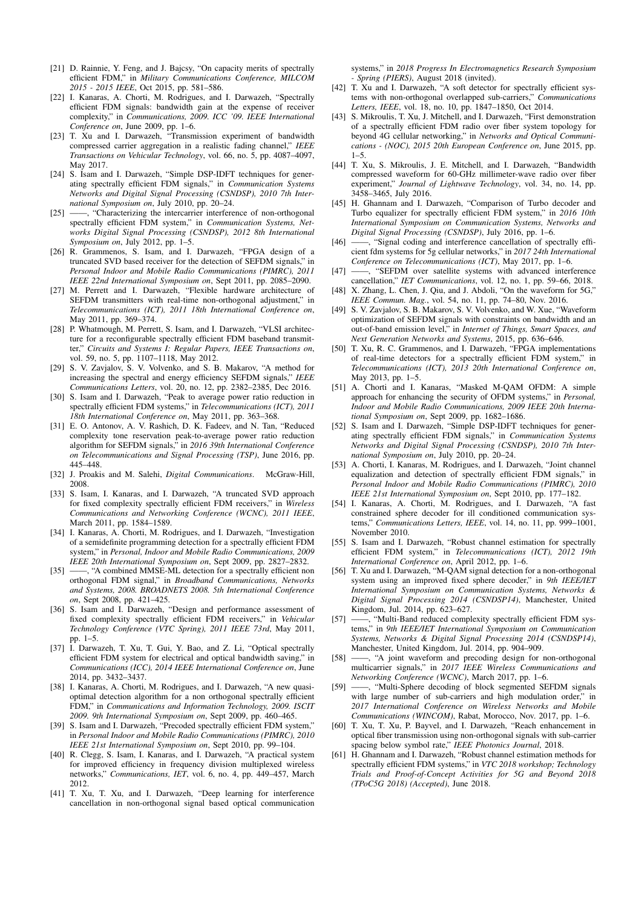[21] D. Rainnie, Y. Feng, and J. Bajcsy, "On capacity merits of spectrally efficient FDM," in *Military Communications Conference, MILCOM 2015 - 2015 IEEE*, Oct 2015, pp. 581–586.

[22] I. Kanaras, A. Chorti, M. Rodrigues, and I. Darwazeh, "Spectrally efficient FDM signals: bandwidth gain at the expense of receiver complexity," in *Communications, 2009. ICC '09. IEEE International Conference on*, June 2009, pp. 1–6.

[23] T. Xu and I. Darwazeh, "Transmission experiment of bandwidth compressed carrier aggregation in a realistic fading channel," *IEEE Transactions on Vehicular Technology*, vol. 66, no. 5, pp. 4087–4097, May 2017.

[24] S. Isam and I. Darwazeh, "Simple DSP-IDFT techniques for generating spectrally efficient FDM signals," in *Communication Systems Networks and Digital Signal Processing (CSNDSP), 2010 7th International Symposium on*, July 2010, pp. 20–24.

[25] ——, "Characterizing the intercarrier interference of non-orthogonal spectrally efficient FDM system," in *Communication Systems, Networks Digital Signal Processing (CSNDSP), 2012 8th International Symposium on*, July 2012, pp. 1–5.

[26] R. Grammenos, S. Isam, and I. Darwazeh, "FPGA design of a truncated SVD based receiver for the detection of SEFDM signals," in *Personal Indoor and Mobile Radio Communications (PIMRC), 2011 IEEE 22nd International Symposium on*, Sept 2011, pp. 2085–2090.

[27] M. Perrett and I. Darwazeh, "Flexible hardware architecture of SEFDM transmitters with real-time non-orthogonal adjustment," in *Telecommunications (ICT), 2011 18th International Conference on*, May 2011, pp. 369–374.

[28] P. Whatmough, M. Perrett, S. Isam, and I. Darwazeh, "VLSI architecture for a reconfigurable spectrally efficient FDM baseband transmitter," *Circuits and Systems I: Regular Papers, IEEE Transactions on*, vol. 59, no. 5, pp. 1107–1118, May 2012.

[29] S. V. Zavjalov, S. V. Volvenko, and S. B. Makarov, "A method for increasing the spectral and energy efficiency SEFDM signals," *IEEE Communications Letters*, vol. 20, no. 12, pp. 2382–2385, Dec 2016.

[30] S. Isam and I. Darwazeh, "Peak to average power ratio reduction in spectrally efficient FDM systems," in *Telecommunications (ICT), 2011 18th International Conference on*, May 2011, pp. 363–368.

[31] E. O. Antonov, A. V. Rashich, D. K. Fadeev, and N. Tan, "Reduced complexity tone reservation peak-to-average power ratio reduction algorithm for SEFDM signals," in *2016 39th International Conference on Telecommunications and Signal Processing (TSP)*, June 2016, pp. 445–448.

[32] J. Proakis and M. Salehi, *Digital Communications*. McGraw-Hill, 2008.

[33] S. Isam, I. Kanaras, and I. Darwazeh, "A truncated SVD approach for fixed complexity spectrally efficient FDM receivers," in *Wireless Communications and Networking Conference (WCNC), 2011 IEEE*, March 2011, pp. 1584–1589.

[34] I. Kanaras, A. Chorti, M. Rodrigues, and I. Darwazeh, "Investigation of a semidefinite programming detection for a spectrally efficient FDM system," in *Personal, Indoor and Mobile Radio Communications, 2009 IEEE 20th International Symposium on*, Sept 2009, pp. 2827–2832.

[35] ——, "A combined MMSE-ML detection for a spectrally efficient non orthogonal FDM signal," in *Broadband Communications, Networks and Systems, 2008. BROADNETS 2008. 5th International Conference on*, Sept 2008, pp. 421–425.

[36] S. Isam and I. Darwazeh, "Design and performance assessment of fixed complexity spectrally efficient FDM receivers," in *Vehicular Technology Conference (VTC Spring), 2011 IEEE 73rd*, May 2011, pp. 1–5.

[37] I. Darwazeh, T. Xu, T. Gui, Y. Bao, and Z. Li, "Optical spectrally efficient FDM system for electrical and optical bandwidth saving," in *Communications (ICC), 2014 IEEE International Conference on*, June 2014, pp. 3432–3437.

[38] I. Kanaras, A. Chorti, M. Rodrigues, and I. Darwazeh, "A new quasi-optimal detection algorithm for a non orthogonal spectrally efficient FDM," in *Communications and Information Technology, 2009. ISCIT 2009. 9th International Symposium on*, Sept 2009, pp. 460–465.

[39] S. Isam and I. Darwazeh, "Precoded spectrally efficient FDM system," in *Personal Indoor and Mobile Radio Communications (PIMRC), 2010 IEEE 21st International Symposium on*, Sept 2010, pp. 99–104.

[40] R. Clegg, S. Isam, I. Kanaras, and I. Darwazeh, "A practical system for improved efficiency in frequency division multiplexed wireless networks," *Communications, IET*, vol. 6, no. 4, pp. 449–457, March 2012.

[41] T. Xu, T. Xu, and I. Darwazeh, "Deep learning for interference cancellation in non-orthogonal signal based optical communication systems," in *2018 Progress In Electromagnetics Research Symposium - Spring (PIERS)*, August 2018 (invited).

[42] T. Xu and I. Darwazeh, "A soft detector for spectrally efficient systems with non-orthogonal overlapped sub-carriers," *Communications Letters, IEEE*, vol. 18, no. 10, pp. 1847–1850, Oct 2014.

[43] S. Mikroulis, T. Xu, J. Mitchell, and I. Darwazeh, "First demonstration of a spectrally efficient FDM radio over fiber system topology for beyond 4G cellular networking," in *Networks and Optical Communications - (NOC), 2015 20th European Conference on*, June 2015, pp. 1–5.

[44] T. Xu, S. Mikroulis, J. E. Mitchell, and I. Darwazeh, "Bandwidth compressed waveform for 60-GHz millimeter-wave radio over fiber experiment," *Journal of Lightwave Technology*, vol. 34, no. 14, pp. 3458–3465, July 2016.

[45] H. Ghannam and I. Darwazeh, "Comparison of Turbo decoder and Turbo equalizer for spectrally efficient FDM system," in *2016 10th International Symposium on Communication Systems, Networks and Digital Signal Processing (CSNDSP)*, July 2016, pp. 1–6.

[46] ——, "Signal coding and interference cancellation of spectrally efficient fdm systems for 5g cellular networks," in *2017 24th International Conference on Telecommunications (ICT)*, May 2017, pp. 1–6.

[47] ——, "SEFDM over satellite systems with advanced interference cancellation," *IET Communications*, vol. 12, no. 1, pp. 59–66, 2018.

[48] X. Zhang, L. Chen, J. Qiu, and J. Abdoli, "On the waveform for 5G," *IEEE Commun. Mag.*, vol. 54, no. 11, pp. 74–80, Nov. 2016.

[49] S. V. Zavjalov, S. B. Makarov, S. V. Volvenko, and W. Xue, "Waveform optimization of SEFDM signals with constraints on bandwidth and an out-of-band emission level," in *Internet of Things, Smart Spaces, and Next Generation Networks and Systems*, 2015, pp. 636–646.

[50] T. Xu, R. C. Grammenos, and I. Darwazeh, "FPGA implementations of real-time detectors for a spectrally efficient FDM system," in *Telecommunications (ICT), 2013 20th International Conference on*, May 2013, pp. 1–5.

[51] A. Chorti and I. Kanaras, "Masked M-QAM OFDM: A simple approach for enhancing the security of OFDM systems," in *Personal, Indoor and Mobile Radio Communications, 2009 IEEE 20th International Symposium on*, Sept 2009, pp. 1682–1686.

[52] S. Isam and I. Darwazeh, "Simple DSP-IDFT techniques for generating spectrally efficient FDM signals," in *Communication Systems Networks and Digital Signal Processing (CSNDSP), 2010 7th International Symposium on*, July 2010, pp. 20–24.

[53] A. Chorti, I. Kanaras, M. Rodrigues, and I. Darwazeh, "Joint channel equalization and detection of spectrally efficient FDM signals," in *Personal Indoor and Mobile Radio Communications (PIMRC), 2010 IEEE 21st International Symposium on*, Sept 2010, pp. 177–182.

[54] I. Kanaras, A. Chorti, M. Rodrigues, and I. Darwazeh, "A fast constrained sphere decoder for ill conditioned communication systems," *Communications Letters, IEEE*, vol. 14, no. 11, pp. 999–1001, November 2010.

[55] S. Isam and I. Darwazeh, "Robust channel estimation for spectrally efficient FDM system," in *Telecommunications (ICT), 2012 19th International Conference on*, April 2012, pp. 1–6.

[56] T. Xu and I. Darwazeh, "M-QAM signal detection for a non-orthogonal system using an improved fixed sphere decoder," in *9th IEEE/IET International Symposium on Communication Systems, Networks & Digital Signal Processing 2014 (CSNDSP14)*, Manchester, United Kingdom, Jul. 2014, pp. 623–627.

[57] ——, "Multi-Band reduced complexity spectrally efficient FDM systems," in *9th IEEE/IET International Symposium on Communication Systems, Networks & Digital Signal Processing 2014 (CSNDSP14)*, Manchester, United Kingdom, Jul. 2014, pp. 904–909.

[58] ——, "A joint waveform and precoding design for non-orthogonal multicarrier signals," in *2017 IEEE Wireless Communications and Networking Conference (WCNC)*, March 2017, pp. 1–6.

[59] ——, "Multi-Sphere decoding of block segmented SEFDM signals with large number of sub-carriers and high modulation order," in *2017 International Conference on Wireless Networks and Mobile Communications (WINCOM)*, Rabat, Morocco, Nov. 2017, pp. 1–6.

[60] T. Xu, T. Xu, P. Bayvel, and I. Darwazeh, "Reach enhancement in optical fiber transmission using non-orthogonal signals with sub-carrier spacing below symbol rate," *IEEE Photonics Journal*, 2018.

[61] H. Ghannam and I. Darwazeh, "Robust channel estimation methods for spectrally efficient FDM systems," in *VTC 2018 workshop; Technology Trials and Proof-of-Concept Activities for 5G and Beyond 2018 (TPoC5G 2018) (Accepted)*, June 2018.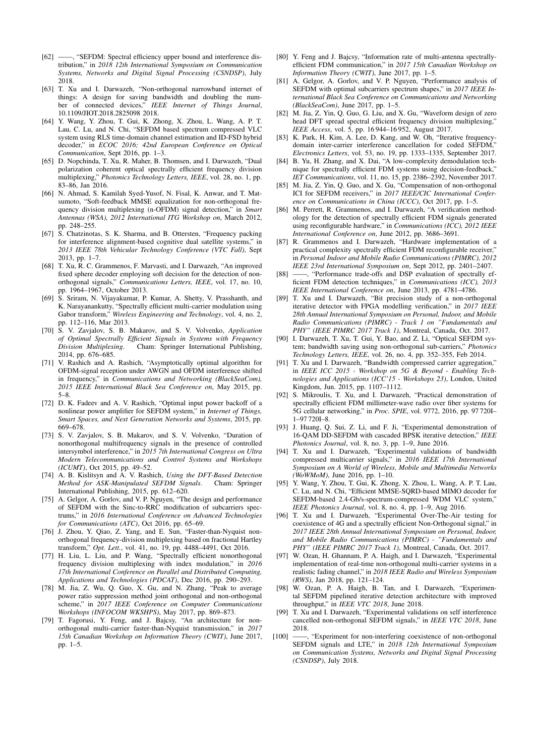[62] ——, "SEFDM: Spectral efficiency upper bound and interference distribution," in *2018 12th International Symposium on Communication Systems, Networks and Digital Signal Processing (CSNDSP)*, July 2018.

[63] T. Xu and I. Darwazeh, "Non-orthogonal narrowband internet of things: A design for saving bandwidth and doubling the number of connected devices," *IEEE Internet of Things Journal*, 10.1109/JIOT.2018.2825098 2018.

[64] Y. Wang, Y. Zhou, T. Gui, K. Zhong, X. Zhou, L. Wang, A. P. T. Lau, C. Lu, and N. Chi, "SEFDM based spectrum compressed VLC system using RLS time-domain channel estimation and ID-FSD hybrid decoder," in *ECOC 2016; 42nd European Conference on Optical Communication*, Sept 2016, pp. 1–3.

[65] D. Nopchinda, T. Xu, R. Maher, B. Thomsen, and I. Darwazeh, "Dual polarization coherent optical spectrally efficient frequency division multiplexing," *Photonics Technology Letters, IEEE*, vol. 28, no. 1, pp. 83–86, Jan 2016.

[66] N. Ahmad, S. Kamilah Syed-Yusof, N. Fisal, K. Anwar, and T. Matsumoto, "Soft-feedback MMSE equalization for non-orthogonal frequency division multiplexing (n-OFDM) signal detection," in *Smart Antennas (WSA), 2012 International ITG Workshop on*, March 2012, pp. 248–255.

[67] S. Chatzinotas, S. K. Sharma, and B. Ottersten, "Frequency packing for interference alignment-based cognitive dual satellite systems," in *2013 IEEE 78th Vehicular Technology Conference (VTC Fall)*, Sept 2013, pp. 1–7.

[68] T. Xu, R. C. Grammenos, F. Marvasti, and I. Darwazeh, "An improved fixed sphere decoder employing soft decision for the detection of non-orthogonal signals," *Communications Letters, IEEE*, vol. 17, no. 10, pp. 1964–1967, October 2013.

[69] S. Sriram, N. Vijayakumar, P. Kumar, A. Shetty, V. Prasshanth, and K. Narayanankutty, "Spectrally efficient multi-carrier modulation using Gabor transform," *Wireless Engineering and Technology*, vol. 4, no. 2, pp. 112–116, Mar 2013.

[70] S. V. Zavjalov, S. B. Makarov, and S. V. Volvenko, *Application of Optimal Spectrally Efficient Signals in Systems with Frequency Division Multiplexing*. Cham: Springer International Publishing, 2014, pp. 676–685.

[71] V. Rashich and A. Rashich, "Asymptotically optimal algorithm for OFDM-signal reception under AWGN and OFDM interference shifted in frequency," in *Communications and Networking (BlackSeaCom), 2015 IEEE International Black Sea Conference on*, May 2015, pp. 5–8.

[72] D. K. Fadeev and A. V. Rashich, "Optimal input power backoff of a nonlinear power amplifier for SEFDM system," in *Internet of Things, Smart Spaces, and Next Generation Networks and Systems*, 2015, pp. 669–678.

[73] S. V. Zavjalov, S. B. Makarov, and S. V. Volvenko, "Duration of nonorthogonal multifrequency signals in the presence of controlled intersymbol interference," in *2015 7th International Congress on Ultra Modern Telecommunications and Control Systems and Workshops (ICUMT)*, Oct 2015, pp. 49–52.

[74] A. B. Kislitsyn and A. V. Rashich, *Using the DFT-Based Detection Method for ASK-Manipulated SEFDM Signals*. Cham: Springer International Publishing, 2015, pp. 612–620.

[75] A. Gelgor, A. Gorlov, and V. P. Nguyen, "The design and performance of SEFDM with the Sinc-to-RRC modification of subcarriers spectrums," in *2016 International Conference on Advanced Technologies for Communications (ATC)*, Oct 2016, pp. 65–69.

[76] J. Zhou, Y. Qiao, Z. Yang, and E. Sun, "Faster-than-Nyquist non-orthogonal frequency-division multiplexing based on fractional Hartley transform," *Opt. Lett.*, vol. 41, no. 19, pp. 4488–4491, Oct 2016.

[77] H. Liu, L. Liu, and P. Wang, "Spectrally efficient nonorthogonal frequency division multiplexing with index modulation," in *2016 17th International Conference on Parallel and Distributed Computing, Applications and Technologies (PDCAT)*, Dec 2016, pp. 290–293.

[78] M. Jia, Z. Wu, Q. Guo, X. Gu, and N. Zhang, "Peak to average power ratio suppression method joint orthogonal and non-orthogonal scheme," in *2017 IEEE Conference on Computer Communications Workshops (INFOCOM WKSHPS)*, May 2017, pp. 869–873.

[79] T. Fagorusi, Y. Feng, and J. Bajcsy, "An architecture for non-orthogonal multi-carrier faster-than-Nyquist transmission," in *2017 15th Canadian Workshop on Information Theory (CWIT)*, June 2017, pp. 1–5.

[80] Y. Feng and J. Bajcsy, "Information rate of multi-antenna spectrally-efficient FDM communication," in *2017 15th Canadian Workshop on Information Theory (CWIT)*, June 2017, pp. 1–5.

[81] A. Gelgor, A. Gorlov, and V. P. Nguyen, "Performance analysis of SEFDM with optimal subcarriers spectrum shapes," in *2017 IEEE International Black Sea Conference on Communications and Networking (BlackSeaCom)*, June 2017, pp. 1–5.

[82] M. Jia, Z. Yin, Q. Guo, G. Liu, and X. Gu, "Waveform design of zero head DFT spread spectral efficient frequency division multiplexing," *IEEE Access*, vol. 5, pp. 16 944–16 952, August 2017.

[83] K. Park, H. Kim, A. Lee, D. Kang, and W. Oh, "Iterative frequency-domain inter-carrier interference cancellation for coded SEFDM," *Electronics Letters*, vol. 53, no. 19, pp. 1333–1335, September 2017.

[84] B. Yu, H. Zhang, and X. Dai, "A low-complexity demodulation technique for spectrally efficient FDM systems using decision-feedback," *IET Communications*, vol. 11, no. 15, pp. 2386–2392, November 2017.

[85] M. Jia, Z. Yin, Q. Guo, and X. Gu, "Compensation of non-orthogonal ICI for SEFDM receivers," in *2017 IEEE/CIC International Conference on Communications in China (ICCC)*, Oct 2017, pp. 1–5.

[86] M. Perrett, R. Grammenos, and I. Darwazeh, "A verification methodology for the detection of spectrally efficient FDM signals generated using reconfigurable hardware," in *Communications (ICC), 2012 IEEE International Conference on*, June 2012, pp. 3686–3691.

[87] R. Grammenos and I. Darwazeh, "Hardware implementation of a practical complexity spectrally efficient FDM reconfigurable receiver," in *Personal Indoor and Mobile Radio Communications (PIMRC), 2012 IEEE 23rd International Symposium on*, Sept 2012, pp. 2401–2407.

[88] ——, "Performance trade-offs and DSP evaluation of spectrally efficient FDM detection techniques," in *Communications (ICC), 2013 IEEE International Conference on*, June 2013, pp. 4781–4786.

[89] T. Xu and I. Darwazeh, "Bit precision study of a non-orthogonal iterative detector with FPGA modelling verification," in *2017 IEEE 28th Annual International Symposium on Personal, Indoor, and Mobile Radio Communications (PIMRC) - Track 1 on "Fundamentals and PHY" (IEEE PIMRC 2017 Track 1)*, Montreal, Canada, Oct. 2017.

[90] I. Darwazeh, T. Xu, T. Gui, Y. Bao, and Z. Li, "Optical SEFDM system; bandwidth saving using non-orthogonal sub-carriers," *Photonics Technology Letters, IEEE*, vol. 26, no. 4, pp. 352–355, Feb 2014.

[91] T. Xu and I. Darwazeh, "Bandwidth compressed carrier aggregation," in *IEEE ICC 2015 - Workshop on 5G & Beyond - Enabling Technologies and Applications (ICC'15 - Workshops 23)*, London, United Kingdom, Jun. 2015, pp. 1107–1112.

[92] S. Mikroulis, T. Xu, and I. Darwazeh, "Practical demonstration of spectrally efficient FDM millimeter-wave radio over fiber systems for 5G cellular networking," in *Proc. SPIE*, vol. 9772, 2016, pp. 97 720I–1–97 720I–8.

[93] J. Huang, Q. Sui, Z. Li, and F. Ji, "Experimental demonstration of 16-QAM DD-SEFDM with cascaded BPSK iterative detection," *IEEE Photonics Journal*, vol. 8, no. 3, pp. 1–9, June 2016.

[94] T. Xu and I. Darwazeh, "Experimental validations of bandwidth compressed multicarrier signals," in *2016 IEEE 17th International Symposium on A World of Wireless, Mobile and Multimedia Networks (WoWMoM)*, June 2016, pp. 1–10.

[95] Y. Wang, Y. Zhou, T. Gui, K. Zhong, X. Zhou, L. Wang, A. P. T. Lau, C. Lu, and N. Chi, "Efficient MMSE-SQRD-based MIMO decoder for SEFDM-based 2.4-Gb/s-spectrum-compressed WDM VLC system," *IEEE Photonics Journal*, vol. 8, no. 4, pp. 1–9, Aug 2016.

[96] T. Xu and I. Darwazeh, "Experimental Over-The-Air testing for coexistence of 4G and a spectrally efficient Non-Orthogonal signal," in *2017 IEEE 28th Annual International Symposium on Personal, Indoor, and Mobile Radio Communications (PIMRC) - "Fundamentals and PHY" (IEEE PIMRC 2017 Track 1)*, Montreal, Canada, Oct. 2017.

[97] W. Ozan, H. Ghannam, P. A. Haigh, and I. Darwazeh, "Experimental implementation of real-time non-orthogonal multi-carrier systems in a realistic fading channel," in *2018 IEEE Radio and Wireless Symposium (RWS)*, Jan 2018, pp. 121–124.

[98] W. Ozan, P. A. Haigh, B. Tan, and I. Darwazeh, "Experimental SEFDM pipelined iterative detection architecture with improved throughput," in *IEEE VTC 2018*, June 2018.

[99] T. Xu and I. Darwazeh, "Experimental validations on self interference cancelled non-orthogonal SEFDM signals," in *IEEE VTC 2018*, June 2018.

[100] ——, "Experiment for non-interfering coexistence of non-orthogonal SEFDM signals and LTE," in *2018 12th International Symposium on Communication Systems, Networks and Digital Signal Processing (CSNDSP)*, July 2018.